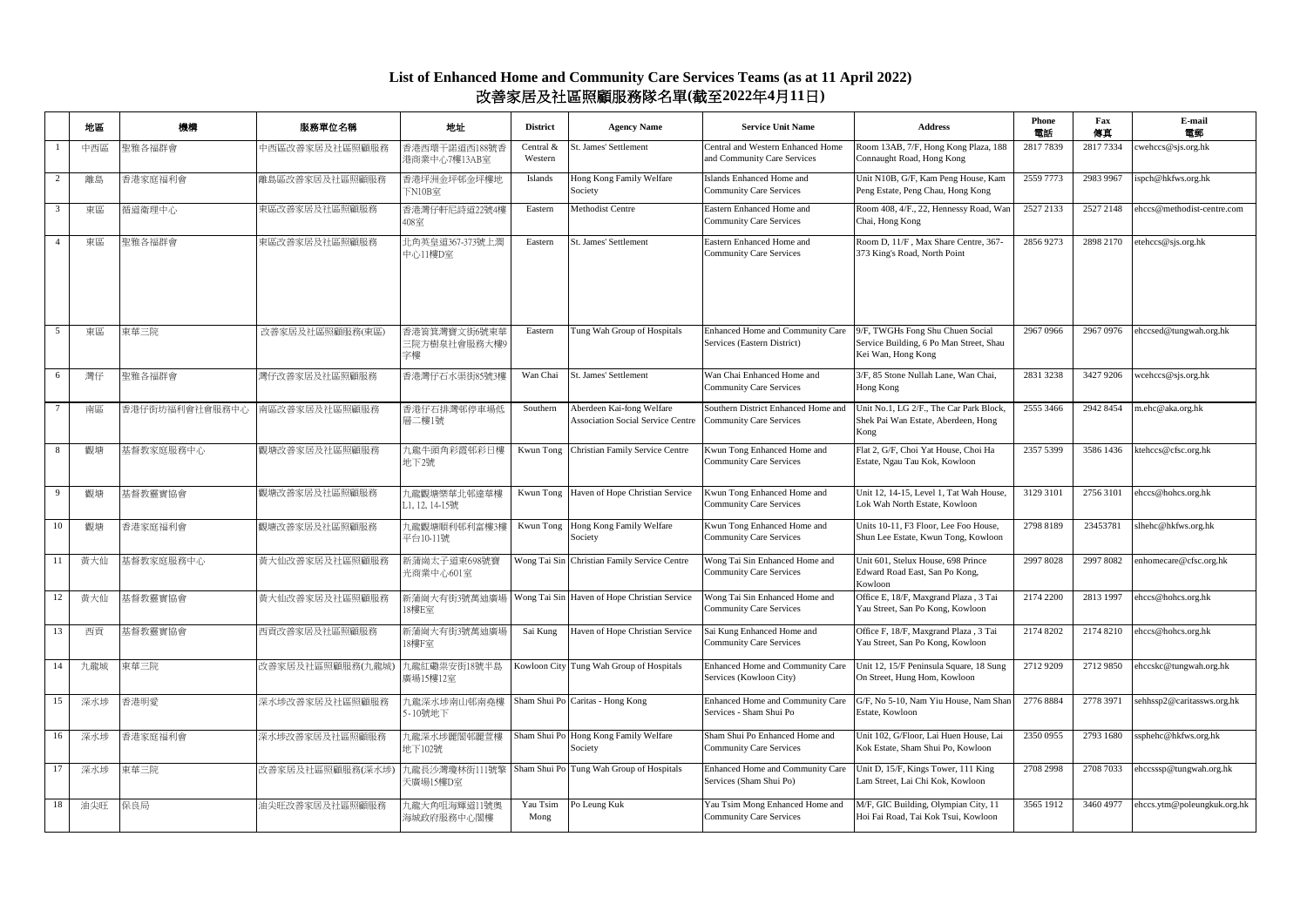# List of Enhanced Home and Community Care Services Teams (as at 11 April 2022)
# 改善家居及社區照顧服務隊名單(截至2022年4月11日)

| | 地區 | 機構 | 服務單位名稱 | 地址 | District | Agency Name | Service Unit Name | Address | Phone 電話 | Fax 傳真 | E-mail 電郵 |
|---|---|---|---|---|---|---|---|---|---|---|---|
| 1 | 中西區 | 聖雅各福群會 | 中西區改善家居及社區照顧服務 | 香港西環干諾道西188號香港商業中心7樓13AB室 | Central & Western | St. James' Settlement | Central and Western Enhanced Home and Community Care Services | Room 13AB, 7/F, Hong Kong Plaza, 188 Connaught Road, Hong Kong | 2817 7839 | 2817 7334 | cwehccs@sjs.org.hk |
| 2 | 離島 | 香港家庭福利會 | 離島區改善家居及社區照顧服務 | 香港坪洲金坪邨金坪樓地下N10B室 | Islands | Hong Kong Family Welfare Society | Islands Enhanced Home and Community Care Services | Unit N10B, G/F, Kam Peng House, Kam Peng Estate, Peng Chau, Hong Kong | 2559 7773 | 2983 9967 | ispch@hkfws.org.hk |
| 3 | 東區 | 循道衛理中心 | 東區改善家居及社區照顧服務 | 香港灣仔軒尼詩道22號4樓408室 | Eastern | Methodist Centre | Eastern Enhanced Home and Community Care Services | Room 408, 4/F., 22, Hennessy Road, Wan Chai, Hong Kong | 2527 2133 | 2527 2148 | ehccs@methodist-centre.com |
| 4 | 東區 | 聖雅各福群會 | 東區改善家居及社區照顧服務 | 北角英皇道367-373號上潤中心11樓D室 | Eastern | St. James' Settlement | Eastern Enhanced Home and Community Care Services | Room D, 11/F , Max Share Centre, 367-373 King's Road, North Point | 2856 9273 | 2898 2170 | etehccs@sjs.org.hk |
| 5 | 東區 | 東華三院 | 改善家居及社區照顧服務(東區) | 香港筲箕灣寶文街6號東華三院方樹泉社會服務大樓9字樓 | Eastern | Tung Wah Group of Hospitals | Enhanced Home and Community Care Services (Eastern District) | 9/F, TWGHs Fong Shu Chuen Social Service Building, 6 Po Man Street, Shau Kei Wan, Hong Kong | 2967 0966 | 2967 0976 | ehccsed@tungwah.org.hk |
| 6 | 灣仔 | 聖雅各福群會 | 灣仔改善家居及社區照顧服務 | 香港灣仔石水渠街85號3樓 | Wan Chai | St. James' Settlement | Wan Chai Enhanced Home and Community Care Services | 3/F, 85 Stone Nullah Lane, Wan Chai, Hong Kong | 2831 3238 | 3427 9206 | wcehccs@sjs.org.hk |
| 7 | 南區 | 香港仔街坊福利會社會服務中心 | 南區改善家居及社區照顧服務 | 香港仔石排灣邨停車場低層二樓1號 | Southern | Aberdeen Kai-fong Welfare Association Social Service Centre | Southern District Enhanced Home and Community Care Services | Unit No.1, LG 2/F., The Car Park Block, Shek Pai Wan Estate, Aberdeen, Hong Kong | 2555 3466 | 2942 8454 | m.ehc@aka.org.hk |
| 8 | 觀塘 | 基督教家庭服務中心 | 觀塘改善家居及社區照顧服務 | 九龍牛頭角彩霞邨彩日樓地下2號 | Kwun Tong | Christian Family Service Centre | Kwun Tong Enhanced Home and Community Care Services | Flat 2, G/F, Choi Yat House, Choi Ha Estate, Ngau Tau Kok, Kowloon | 2357 5399 | 3586 1436 | ktehccs@cfsc.org.hk |
| 9 | 觀塘 | 基督教靈實協會 | 觀塘改善家居及社區照顧服務 | 九龍觀塘樂華北邨達華樓L1, 12, 14-15號 | Kwun Tong | Haven of Hope Christian Service | Kwun Tong Enhanced Home and Community Care Services | Unit 12, 14-15, Level 1, Tat Wah House, Lok Wah North Estate, Kowloon | 3129 3101 | 2756 3101 | ehccs@hohcs.org.hk |
| 10 | 觀塘 | 香港家庭福利會 | 觀塘改善家居及社區照顧服務 | 九龍觀塘順利邨利富樓3樓平台10-11號 | Kwun Tong | Hong Kong Family Welfare Society | Kwun Tong Enhanced Home and Community Care Services | Units 10-11, F3 Floor, Lee Foo House, Shun Lee Estate, Kwun Tong, Kowloon | 2798 8189 | 23453781 | slhehc@hkfws.org.hk |
| 11 | 黃大仙 | 基督教家庭服務中心 | 黃大仙改善家居及社區照顧服務 | 新蒲崗太子道東698號寶光商業中心601室 | Wong Tai Sin | Christian Family Service Centre | Wong Tai Sin Enhanced Home and Community Care Services | Unit 601, Stelux House, 698 Prince Edward Road East, San Po Kong, Kowloon | 2997 8028 | 2997 8082 | enhomecare@cfsc.org.hk |
| 12 | 黃大仙 | 基督教靈實協會 | 黃大仙改善家居及社區照顧服務 | 新蒲崗大有街3號萬迪廣場18樓E室 | Wong Tai Sin | Haven of Hope Christian Service | Wong Tai Sin Enhanced Home and Community Care Services | Office E, 18/F, Maxgrand Plaza , 3 Tai Yau Street, San Po Kong, Kowloon | 2174 2200 | 2813 1997 | ehccs@hohcs.org.hk |
| 13 | 西貢 | 基督教靈實協會 | 西貢改善家居及社區照顧服務 | 新蒲崗大有街3號萬迪廣場18樓F室 | Sai Kung | Haven of Hope Christian Service | Sai Kung Enhanced Home and Community Care Services | Office F, 18/F, Maxgrand Plaza , 3 Tai Yau Street, San Po Kong, Kowloon | 2174 8202 | 2174 8210 | ehccs@hohcs.org.hk |
| 14 | 九龍城 | 東華三院 | 改善家居及社區照顧服務(九龍城) | 九龍紅磡崇安街18號半島廣場15樓12室 | Kowloon City | Tung Wah Group of Hospitals | Enhanced Home and Community Care Services (Kowloon City) | Unit 12, 15/F Peninsula Square, 18 Sung On Street, Hung Hom, Kowloon | 2712 9209 | 2712 9850 | ehccskc@tungwah.org.hk |
| 15 | 深水埗 | 香港明愛 | 深水埗改善家居及社區照顧服務 | 九龍深水埗南山邨南堯樓5-10號地下 | Sham Shui Po | Caritas - Hong Kong | Enhanced Home and Community Care Services - Sham Shui Po | G/F, No 5-10, Nam Yiu House, Nam Shan Estate, Kowloon | 2776 8884 | 2778 3971 | sehhssp2@caritassws.org.hk |
| 16 | 深水埗 | 香港家庭福利會 | 深水埗改善家居及社區照顧服務 | 九龍深水埗麗閣邨麗萱樓地下102號 | Sham Shui Po | Hong Kong Family Welfare Society | Sham Shui Po Enhanced Home and Community Care Services | Unit 102, G/Floor, Lai Huen House, Lai Kok Estate, Sham Shui Po, Kowloon | 2350 0955 | 2793 1680 | ssphehc@hkfws.org.hk |
| 17 | 深水埗 | 東華三院 | 改善家居及社區照顧服務(深水埗) | 九龍長沙灣瓊林街111號擎天廣場15樓D室 | Sham Shui Po | Tung Wah Group of Hospitals | Enhanced Home and Community Care Services (Sham Shui Po) | Unit D, 15/F, Kings Tower, 111 King Lam Street, Lai Chi Kok, Kowloon | 2708 2998 | 2708 7033 | ehccsssp@tungwah.org.hk |
| 18 | 油尖旺 | 保良局 | 油尖旺改善家居及社區照顧服務 | 九龍大角咀海輝道11號奧海城政府服務中心閣樓 | Yau Tsim Mong | Po Leung Kuk | Yau Tsim Mong Enhanced Home and Community Care Services | M/F, GIC Building, Olympian City, 11 Hoi Fai Road, Tai Kok Tsui, Kowloon | 3565 1912 | 3460 4977 | ehccs.ytm@poleungkuk.org.hk |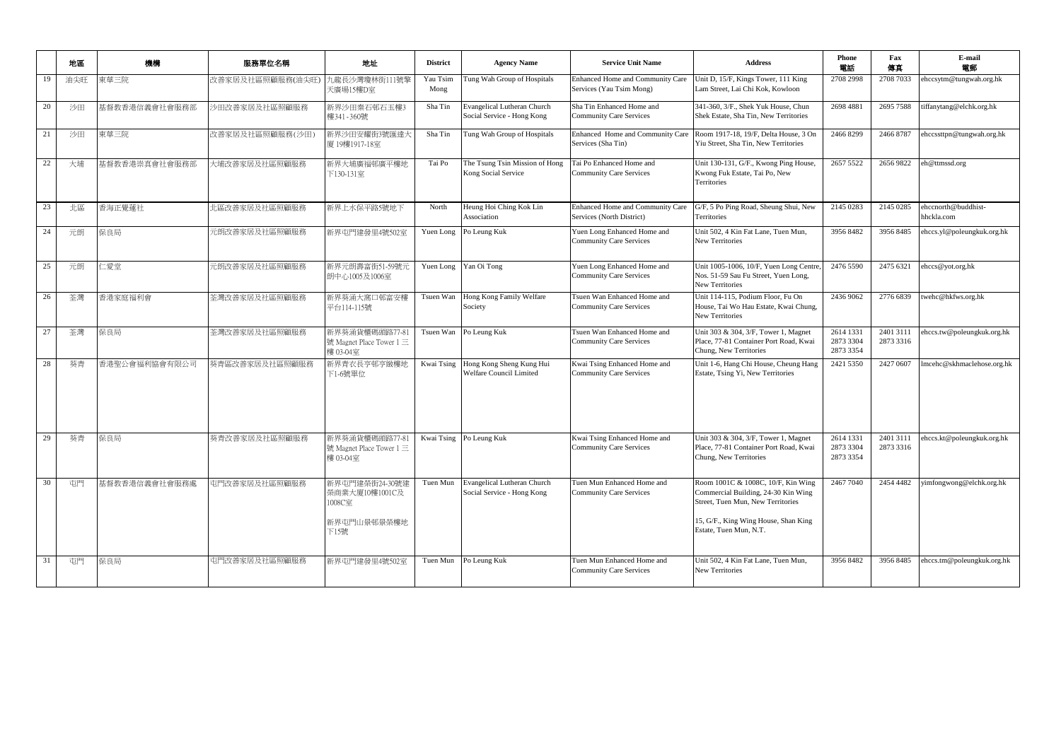| | 地區 | 機構 | 服務單位名稱 | 地址 | District | Agency Name | Service Unit Name | Address | Phone 電話 | Fax 傳真 | E-mail 電郵 |
|---|---|---|---|---|---|---|---|---|---|---|---|
| 19 | 油尖旺 | 東華三院 | 改善家居及社區照顧服務(油尖旺) | 九龍長沙灣瓊林街111號擎天廣場15樓D室 | Yau Tsim Mong | Tung Wah Group of Hospitals | Enhanced Home and Community Care Services (Yau Tsim Mong) | Unit D, 15/F, Kings Tower, 111 King Lam Street, Lai Chi Kok, Kowloon | 2708 2998 | 2708 7033 | ehccsytm@tungwah.org.hk |
| 20 | 沙田 | 基督教香港信義會社會服務部 | 沙田改善家居及社區照顧服務 | 新界沙田秦石邨石玉樓3樓341-360號 | Sha Tin | Evangelical Lutheran Church Social Service - Hong Kong | Sha Tin Enhanced Home and Community Care Services | 341-360, 3/F., Shek Yuk House, Chun Shek Estate, Sha Tin, New Territories | 2698 4881 | 2695 7588 | tiffanytang@elchk.org.hk |
| 21 | 沙田 | 東華三院 | 改善家居及社區照顧服務(沙田) | 新界沙田安耀街3號匯達大厦 19樓1917-18室 | Sha Tin | Tung Wah Group of Hospitals | Enhanced Home and Community Care Services (Sha Tin) | Room 1917-18, 19/F, Delta House, 3 On Yiu Street, Sha Tin, New Territories | 2466 8299 | 2466 8787 | ehccssttpn@tungwah.org.hk |
| 22 | 大埔 | 基督教香港崇真會社會服務部 | 大埔改善家居及社區照顧服務 | 新界大埔廣福邨廣平樓地下130-131室 | Tai Po | The Tsung Tsin Mission of Hong Kong Social Service | Tai Po Enhanced Home and Community Care Services | Unit 130-131, G/F., Kwong Ping House, Kwong Fuk Estate, Tai Po, New Territories | 2657 5522 | 2656 9822 | eh@ttmssd.org |
| 23 | 北區 | 香海正覺蓮社 | 北區改善家居及社區照顧服務 | 新界上水保平路5號地下 | North | Heung Hoi Ching Kok Lin Association | Enhanced Home and Community Care Services (North District) | G/F, 5 Po Ping Road, Sheung Shui, New Territories | 2145 0283 | 2145 0285 | ehccnorth@buddhist-hhckla.com |
| 24 | 元朗 | 保良局 | 元朗改善家居及社區照顧服務 | 新界屯門建發里4號502室 | Yuen Long | Po Leung Kuk | Yuen Long Enhanced Home and Community Care Services | Unit 502, 4 Kin Fat Lane, Tuen Mun, New Territories | 3956 8482 | 3956 8485 | ehccs.yl@poleungkuk.org.hk |
| 25 | 元朗 | 仁愛堂 | 元朗改善家居及社區照顧服務 | 新界元朗壽富街51-59號元朗中心1005及1006室 | Yuen Long | Yan Oi Tong | Yuen Long Enhanced Home and Community Care Services | Unit 1005-1006, 10/F, Yuen Long Centre, Nos. 51-59 Sau Fu Street, Yuen Long, New Territories | 2476 5590 | 2475 6321 | ehccs@yot.org.hk |
| 26 | 荃灣 | 香港家庭福利會 | 荃灣改善家居及社區照顧服務 | 新界葵涌大窩口邨富安樓平台114-115號 | Tsuen Wan | Hong Kong Family Welfare Society | Tsuen Wan Enhanced Home and Community Care Services | Unit 114-115, Podium Floor, Fu On House, Tai Wo Hau Estate, Kwai Chung, New Territories | 2436 9062 | 2776 6839 | twehc@hkfws.org.hk |
| 27 | 荃灣 | 保良局 | 荃灣改善家居及社區照顧服務 | 新界葵涌貨櫃碼頭路77-81號 Magnet Place Tower 1 三樓 03-04室 | Tsuen Wan | Po Leung Kuk | Tsuen Wan Enhanced Home and Community Care Services | Unit 303 & 304, 3/F, Tower 1, Magnet Place, 77-81 Container Port Road, Kwai Chung, New Territories | 2614 1331 2873 3304 2873 3354 | 2401 3111 2873 3316 | ehccs.tw@poleungkuk.org.hk |
| 28 | 葵青 | 香港聖公會福利協會有限公司 | 葵青區改善家居及社區照顧服務 | 新界青衣長亨邨亨緻樓地下1-6號單位 | Kwai Tsing | Hong Kong Sheng Kung Hui Welfare Council Limited | Kwai Tsing Enhanced Home and Community Care Services | Unit 1-6, Hang Chi House, Cheung Hang Estate, Tsing Yi, New Territories | 2421 5350 | 2427 0607 | lmcehc@skhmaclehose.org.hk |
| 29 | 葵青 | 保良局 | 葵青改善家居及社區照顧服務 | 新界葵涌貨櫃碼頭路77-81號 Magnet Place Tower 1 三樓 03-04室 | Kwai Tsing | Po Leung Kuk | Kwai Tsing Enhanced Home and Community Care Services | Unit 303 & 304, 3/F, Tower 1, Magnet Place, 77-81 Container Port Road, Kwai Chung, New Territories | 2614 1331 2873 3304 2873 3354 | 2401 3111 2873 3316 | ehccs.kt@poleungkuk.org.hk |
| 30 | 屯門 | 基督教香港信義會社會服務處 | 屯門改善家居及社區照顧服務 | 新界屯門建榮街24-30號建榮商業大厦10樓1001C及1008C室<br><br>新界屯門山景邨景榮樓地下15號 | Tuen Mun | Evangelical Lutheran Church Social Service - Hong Kong | Tuen Mun Enhanced Home and Community Care Services | Room 1001C & 1008C, 10/F, Kin Wing Commercial Building, 24-30 Kin Wing Street, Tuen Mun, New Territories<br><br>15, G/F., King Wing House, Shan King Estate, Tuen Mun, N.T. | 2467 7040 | 2454 4482 | yimfongwong@elchk.org.hk |
| 31 | 屯門 | 保良局 | 屯門改善家居及社區照顧服務 | 新界屯門建發里4號502室 | Tuen Mun | Po Leung Kuk | Tuen Mun Enhanced Home and Community Care Services | Unit 502, 4 Kin Fat Lane, Tuen Mun, New Territories | 3956 8482 | 3956 8485 | ehccs.tm@poleungkuk.org.hk |